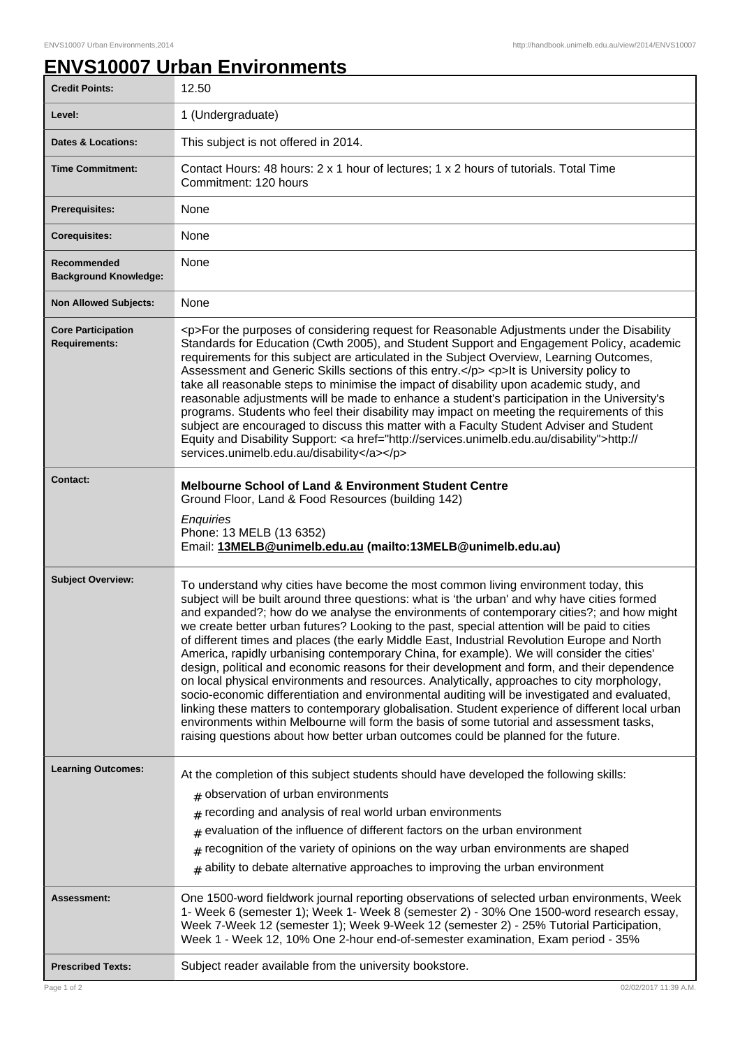# ENVS10007 Urban Environments

| | |
|---|---|
| **Credit Points:** | 12.50 |
| **Level:** | 1 (Undergraduate) |
| **Dates & Locations:** | This subject is not offered in 2014. |
| **Time Commitment:** | Contact Hours: 48 hours: 2 x 1 hour of lectures; 1 x 2 hours of tutorials. Total Time Commitment: 120 hours |
| **Prerequisites:** | None |
| **Corequisites:** | None |
| **Recommended Background Knowledge:** | None |
| **Non Allowed Subjects:** | None |
| **Core Participation Requirements:** | <p>For the purposes of considering request for Reasonable Adjustments under the Disability Standards for Education (Cwth 2005), and Student Support and Engagement Policy, academic requirements for this subject are articulated in the Subject Overview, Learning Outcomes, Assessment and Generic Skills sections of this entry.</p> <p>It is University policy to take all reasonable steps to minimise the impact of disability upon academic study, and reasonable adjustments will be made to enhance a student's participation in the University's programs. Students who feel their disability may impact on meeting the requirements of this subject are encouraged to discuss this matter with a Faculty Student Adviser and Student Equity and Disability Support: <a href="http://services.unimelb.edu.au/disability">http://services.unimelb.edu.au/disability</a></p> |
| **Contact:** | **Melbourne School of Land & Environment Student Centre**<br>Ground Floor, Land & Food Resources (building 142)<br>*Enquiries*<br>Phone: 13 MELB (13 6352)<br>Email: **13MELB@unimelb.edu.au (mailto:13MELB@unimelb.edu.au)** |
| **Subject Overview:** | To understand why cities have become the most common living environment today, this subject will be built around three questions: what is 'the urban' and why have cities formed and expanded?; how do we analyse the environments of contemporary cities?; and how might we create better urban futures? Looking to the past, special attention will be paid to cities of different times and places (the early Middle East, Industrial Revolution Europe and North America, rapidly urbanising contemporary China, for example). We will consider the cities' design, political and economic reasons for their development and form, and their dependence on local physical environments and resources. Analytically, approaches to city morphology, socio-economic differentiation and environmental auditing will be investigated and evaluated, linking these matters to contemporary globalisation. Student experience of different local urban environments within Melbourne will form the basis of some tutorial and assessment tasks, raising questions about how better urban outcomes could be planned for the future. |
| **Learning Outcomes:** | At the completion of this subject students should have developed the following skills:<br># observation of urban environments<br># recording and analysis of real world urban environments<br># evaluation of the influence of different factors on the urban environment<br># recognition of the variety of opinions on the way urban environments are shaped<br># ability to debate alternative approaches to improving the urban environment |
| **Assessment:** | One 1500-word fieldwork journal reporting observations of selected urban environments, Week 1- Week 6 (semester 1); Week 1- Week 8 (semester 2) - 30% One 1500-word research essay, Week 7-Week 12 (semester 1); Week 9-Week 12 (semester 2) - 25% Tutorial Participation, Week 1 - Week 12, 10% One 2-hour end-of-semester examination, Exam period - 35% |
| **Prescribed Texts:** | Subject reader available from the university bookstore. |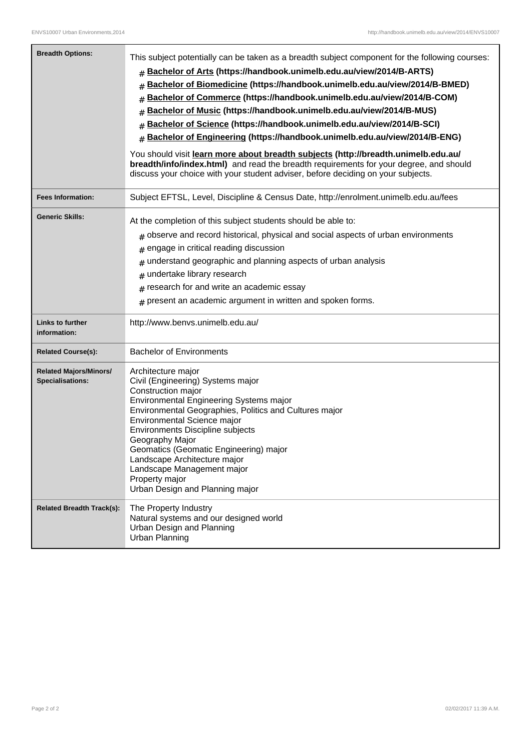| | |
|---|---|
| **Breadth Options:** | This subject potentially can be taken as a breadth subject component for the following courses:<br># **Bachelor of Arts (https://handbook.unimelb.edu.au/view/2014/B-ARTS)**<br># **Bachelor of Biomedicine (https://handbook.unimelb.edu.au/view/2014/B-BMED)**<br># **Bachelor of Commerce (https://handbook.unimelb.edu.au/view/2014/B-COM)**<br># **Bachelor of Music (https://handbook.unimelb.edu.au/view/2014/B-MUS)**<br># **Bachelor of Science (https://handbook.unimelb.edu.au/view/2014/B-SCI)**<br># **Bachelor of Engineering (https://handbook.unimelb.edu.au/view/2014/B-ENG)**<br>You should visit **learn more about breadth subjects (http://breadth.unimelb.edu.au/breadth/info/index.html)** and read the breadth requirements for your degree, and should discuss your choice with your student adviser, before deciding on your subjects. |
| **Fees Information:** | Subject EFTSL, Level, Discipline & Census Date, http://enrolment.unimelb.edu.au/fees |
| **Generic Skills:** | At the completion of this subject students should be able to:<br># observe and record historical, physical and social aspects of urban environments<br># engage in critical reading discussion<br># understand geographic and planning aspects of urban analysis<br># undertake library research<br># research for and write an academic essay<br># present an academic argument in written and spoken forms. |
| **Links to further information:** | http://www.benvs.unimelb.edu.au/ |
| **Related Course(s):** | Bachelor of Environments |
| **Related Majors/Minors/ Specialisations:** | Architecture major<br>Civil (Engineering) Systems major<br>Construction major<br>Environmental Engineering Systems major<br>Environmental Geographies, Politics and Cultures major<br>Environmental Science major<br>Environments Discipline subjects<br>Geography Major<br>Geomatics (Geomatic Engineering) major<br>Landscape Architecture major<br>Landscape Management major<br>Property major<br>Urban Design and Planning major |
| **Related Breadth Track(s):** | The Property Industry<br>Natural systems and our designed world<br>Urban Design and Planning<br>Urban Planning |